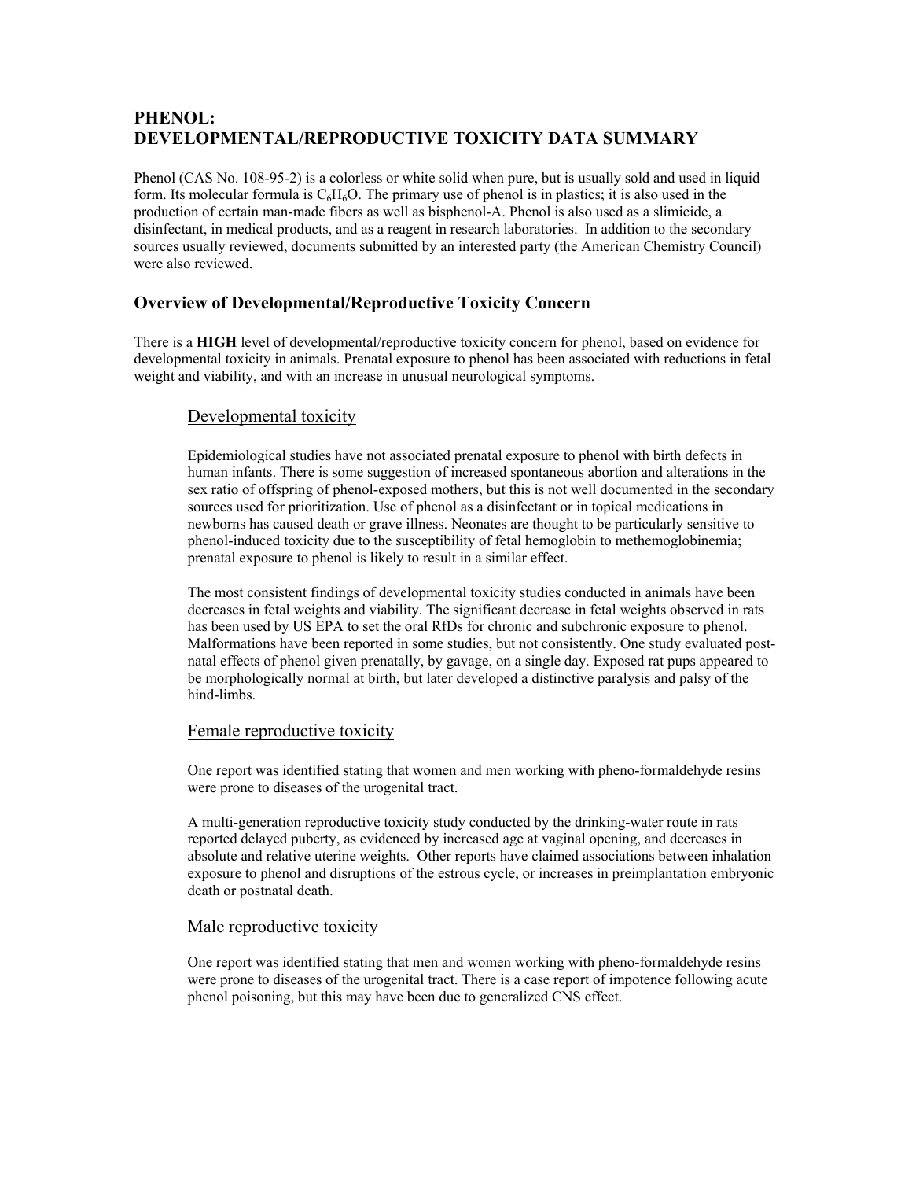# PHENOL: DEVELOPMENTAL/REPRODUCTIVE TOXICITY DATA SUMMARY

Phenol (CAS No. 108-95-2) is a colorless or white solid when pure, but is usually sold and used in liquid form. Its molecular formula is $C_6H_6O$. The primary use of phenol is in plastics; it is also used in the production of certain man-made fibers as well as bisphenol-A. Phenol is also used as a slimicide, a disinfectant, in medical products, and as a reagent in research laboratories. In addition to the secondary sources usually reviewed, documents submitted by an interested party (the American Chemistry Council) were also reviewed.

## Overview of Developmental/Reproductive Toxicity Concern

There is a **HIGH** level of developmental/reproductive toxicity concern for phenol, based on evidence for developmental toxicity in animals. Prenatal exposure to phenol has been associated with reductions in fetal weight and viability, and with an increase in unusual neurological symptoms.

### Developmental toxicity

Epidemiological studies have not associated prenatal exposure to phenol with birth defects in human infants. There is some suggestion of increased spontaneous abortion and alterations in the sex ratio of offspring of phenol-exposed mothers, but this is not well documented in the secondary sources used for prioritization. Use of phenol as a disinfectant or in topical medications in newborns has caused death or grave illness. Neonates are thought to be particularly sensitive to phenol-induced toxicity due to the susceptibility of fetal hemoglobin to methemoglobinemia; prenatal exposure to phenol is likely to result in a similar effect.

The most consistent findings of developmental toxicity studies conducted in animals have been decreases in fetal weights and viability. The significant decrease in fetal weights observed in rats has been used by US EPA to set the oral RfDs for chronic and subchronic exposure to phenol. Malformations have been reported in some studies, but not consistently. One study evaluated post-natal effects of phenol given prenatally, by gavage, on a single day. Exposed rat pups appeared to be morphologically normal at birth, but later developed a distinctive paralysis and palsy of the hind-limbs.

### Female reproductive toxicity

One report was identified stating that women and men working with pheno-formaldehyde resins were prone to diseases of the urogenital tract.

A multi-generation reproductive toxicity study conducted by the drinking-water route in rats reported delayed puberty, as evidenced by increased age at vaginal opening, and decreases in absolute and relative uterine weights. Other reports have claimed associations between inhalation exposure to phenol and disruptions of the estrous cycle, or increases in preimplantation embryonic death or postnatal death.

### Male reproductive toxicity

One report was identified stating that men and women working with pheno-formaldehyde resins were prone to diseases of the urogenital tract. There is a case report of impotence following acute phenol poisoning, but this may have been due to generalized CNS effect.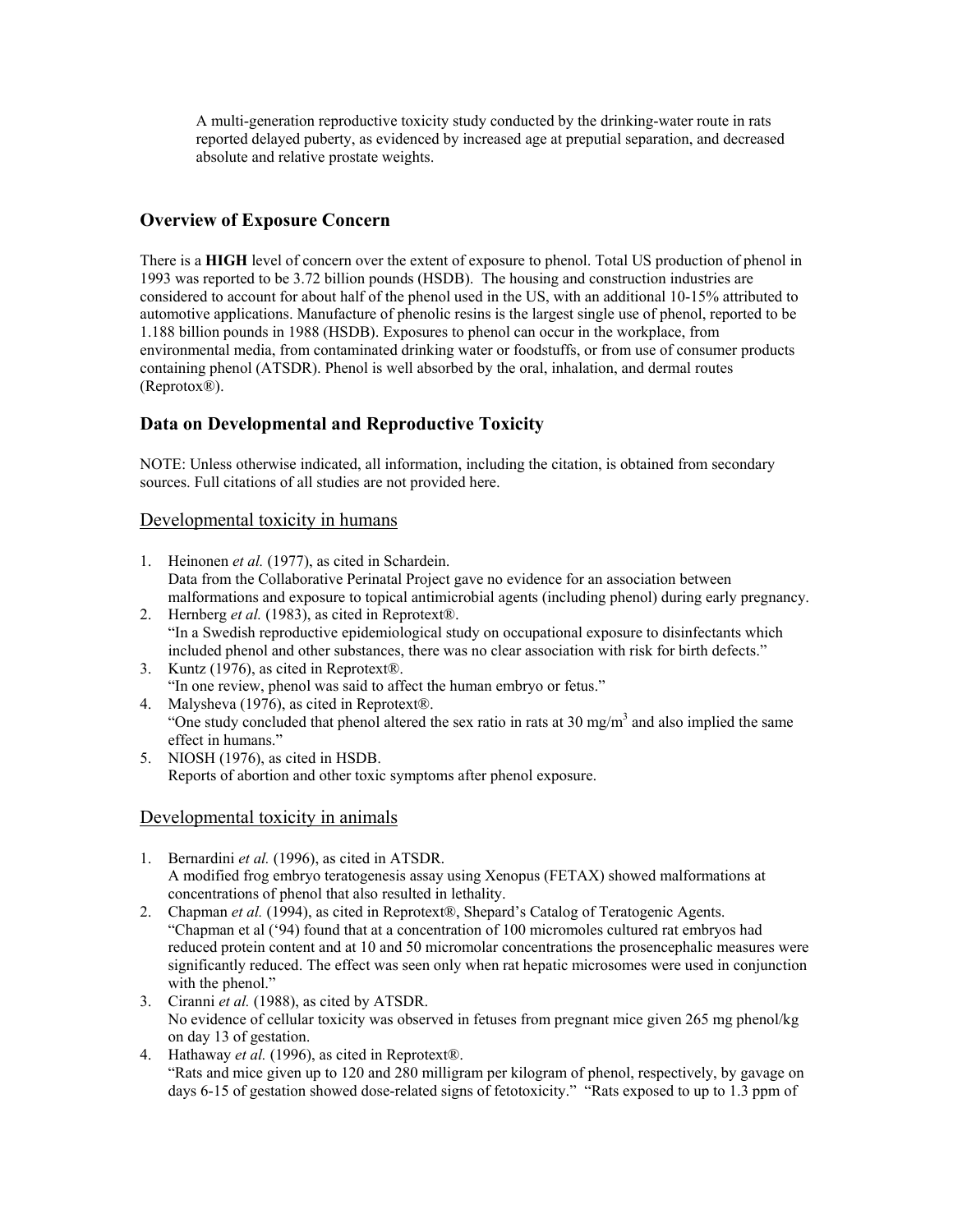A multi-generation reproductive toxicity study conducted by the drinking-water route in rats reported delayed puberty, as evidenced by increased age at preputial separation, and decreased absolute and relative prostate weights.

## Overview of Exposure Concern

There is a **HIGH** level of concern over the extent of exposure to phenol. Total US production of phenol in 1993 was reported to be 3.72 billion pounds (HSDB). The housing and construction industries are considered to account for about half of the phenol used in the US, with an additional 10-15% attributed to automotive applications. Manufacture of phenolic resins is the largest single use of phenol, reported to be 1.188 billion pounds in 1988 (HSDB). Exposures to phenol can occur in the workplace, from environmental media, from contaminated drinking water or foodstuffs, or from use of consumer products containing phenol (ATSDR). Phenol is well absorbed by the oral, inhalation, and dermal routes (Reprotox®).

## Data on Developmental and Reproductive Toxicity

NOTE: Unless otherwise indicated, all information, including the citation, is obtained from secondary sources. Full citations of all studies are not provided here.

### Developmental toxicity in humans

1. Heinonen *et al.* (1977), as cited in Schardein.
   Data from the Collaborative Perinatal Project gave no evidence for an association between malformations and exposure to topical antimicrobial agents (including phenol) during early pregnancy.
2. Hernberg *et al.* (1983), as cited in Reprotext®.
   "In a Swedish reproductive epidemiological study on occupational exposure to disinfectants which included phenol and other substances, there was no clear association with risk for birth defects."
3. Kuntz (1976), as cited in Reprotext®.
   "In one review, phenol was said to affect the human embryo or fetus."
4. Malysheva (1976), as cited in Reprotext®.
   "One study concluded that phenol altered the sex ratio in rats at 30 mg/m$^3$ and also implied the same effect in humans."
5. NIOSH (1976), as cited in HSDB.
   Reports of abortion and other toxic symptoms after phenol exposure.

### Developmental toxicity in animals

1. Bernardini *et al.* (1996), as cited in ATSDR.
   A modified frog embryo teratogenesis assay using Xenopus (FETAX) showed malformations at concentrations of phenol that also resulted in lethality.
2. Chapman *et al.* (1994), as cited in Reprotext®, Shepard's Catalog of Teratogenic Agents.
   "Chapman et al ('94) found that at a concentration of 100 micromoles cultured rat embryos had reduced protein content and at 10 and 50 micromolar concentrations the prosencephalic measures were significantly reduced. The effect was seen only when rat hepatic microsomes were used in conjunction with the phenol."
3. Ciranni *et al.* (1988), as cited by ATSDR.
   No evidence of cellular toxicity was observed in fetuses from pregnant mice given 265 mg phenol/kg on day 13 of gestation.
4. Hathaway *et al.* (1996), as cited in Reprotext®.
   "Rats and mice given up to 120 and 280 milligram per kilogram of phenol, respectively, by gavage on days 6-15 of gestation showed dose-related signs of fetotoxicity." "Rats exposed to up to 1.3 ppm of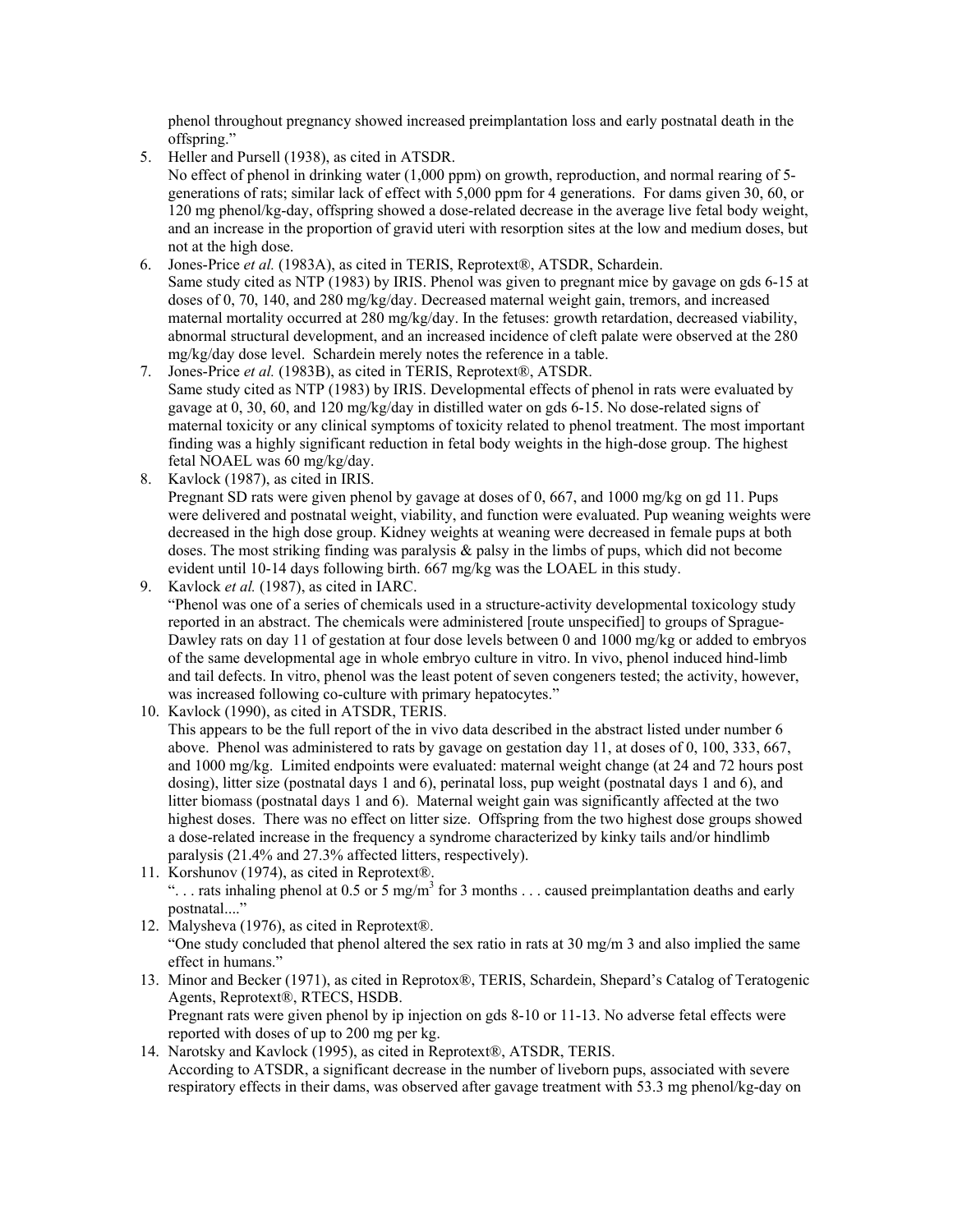phenol throughout pregnancy showed increased preimplantation loss and early postnatal death in the offspring."

5. Heller and Pursell (1938), as cited in ATSDR.
   No effect of phenol in drinking water (1,000 ppm) on growth, reproduction, and normal rearing of 5-generations of rats; similar lack of effect with 5,000 ppm for 4 generations. For dams given 30, 60, or 120 mg phenol/kg-day, offspring showed a dose-related decrease in the average live fetal body weight, and an increase in the proportion of gravid uteri with resorption sites at the low and medium doses, but not at the high dose.
6. Jones-Price *et al.* (1983A), as cited in TERIS, Reprotext®, ATSDR, Schardein.
   Same study cited as NTP (1983) by IRIS. Phenol was given to pregnant mice by gavage on gds 6-15 at doses of 0, 70, 140, and 280 mg/kg/day. Decreased maternal weight gain, tremors, and increased maternal mortality occurred at 280 mg/kg/day. In the fetuses: growth retardation, decreased viability, abnormal structural development, and an increased incidence of cleft palate were observed at the 280 mg/kg/day dose level. Schardein merely notes the reference in a table.
7. Jones-Price *et al.* (1983B), as cited in TERIS, Reprotext®, ATSDR.
   Same study cited as NTP (1983) by IRIS. Developmental effects of phenol in rats were evaluated by gavage at 0, 30, 60, and 120 mg/kg/day in distilled water on gds 6-15. No dose-related signs of maternal toxicity or any clinical symptoms of toxicity related to phenol treatment. The most important finding was a highly significant reduction in fetal body weights in the high-dose group. The highest fetal NOAEL was 60 mg/kg/day.
8. Kavlock (1987), as cited in IRIS.
   Pregnant SD rats were given phenol by gavage at doses of 0, 667, and 1000 mg/kg on gd 11. Pups were delivered and postnatal weight, viability, and function were evaluated. Pup weaning weights were decreased in the high dose group. Kidney weights at weaning were decreased in female pups at both doses. The most striking finding was paralysis & palsy in the limbs of pups, which did not become evident until 10-14 days following birth. 667 mg/kg was the LOAEL in this study.
9. Kavlock *et al.* (1987), as cited in IARC.
   "Phenol was one of a series of chemicals used in a structure-activity developmental toxicology study reported in an abstract. The chemicals were administered [route unspecified] to groups of Sprague-Dawley rats on day 11 of gestation at four dose levels between 0 and 1000 mg/kg or added to embryos of the same developmental age in whole embryo culture in vitro. In vivo, phenol induced hind-limb and tail defects. In vitro, phenol was the least potent of seven congeners tested; the activity, however, was increased following co-culture with primary hepatocytes."
10. Kavlock (1990), as cited in ATSDR, TERIS.
    This appears to be the full report of the in vivo data described in the abstract listed under number 6 above. Phenol was administered to rats by gavage on gestation day 11, at doses of 0, 100, 333, 667, and 1000 mg/kg. Limited endpoints were evaluated: maternal weight change (at 24 and 72 hours post dosing), litter size (postnatal days 1 and 6), perinatal loss, pup weight (postnatal days 1 and 6), and litter biomass (postnatal days 1 and 6). Maternal weight gain was significantly affected at the two highest doses. There was no effect on litter size. Offspring from the two highest dose groups showed a dose-related increase in the frequency a syndrome characterized by kinky tails and/or hindlimb paralysis (21.4% and 27.3% affected litters, respectively).
11. Korshunov (1974), as cited in Reprotext®.
    ". . . rats inhaling phenol at 0.5 or 5 mg/m$^3$ for 3 months . . . caused preimplantation deaths and early postnatal...."
12. Malysheva (1976), as cited in Reprotext®.
    "One study concluded that phenol altered the sex ratio in rats at 30 mg/m 3 and also implied the same effect in humans."
13. Minor and Becker (1971), as cited in Reprotox®, TERIS, Schardein, Shepard's Catalog of Teratogenic Agents, Reprotext®, RTECS, HSDB.
    Pregnant rats were given phenol by ip injection on gds 8-10 or 11-13. No adverse fetal effects were reported with doses of up to 200 mg per kg.
14. Narotsky and Kavlock (1995), as cited in Reprotext®, ATSDR, TERIS.
    According to ATSDR, a significant decrease in the number of liveborn pups, associated with severe respiratory effects in their dams, was observed after gavage treatment with 53.3 mg phenol/kg-day on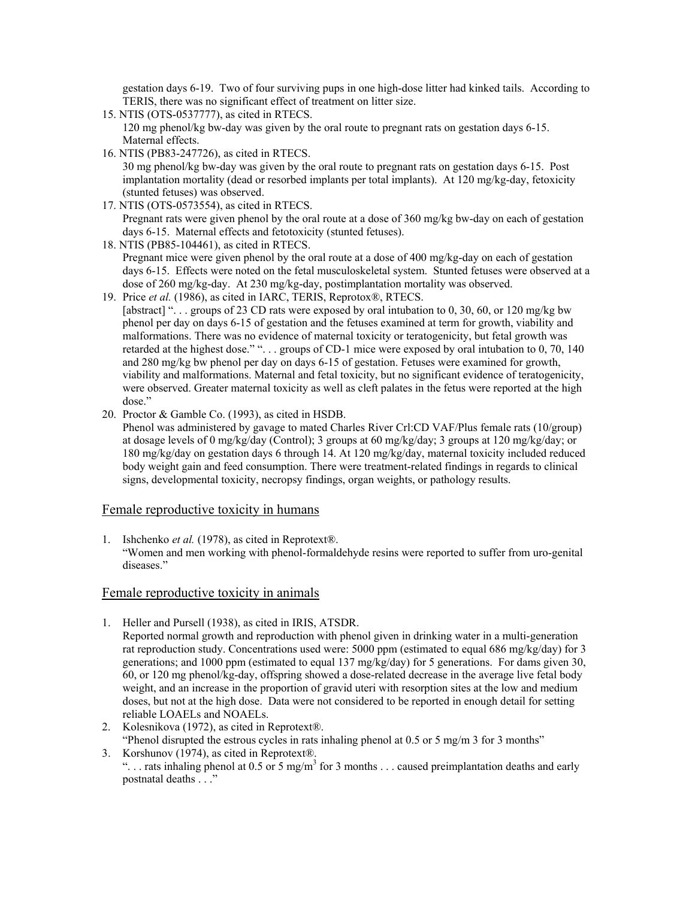gestation days 6-19. Two of four surviving pups in one high-dose litter had kinked tails. According to TERIS, there was no significant effect of treatment on litter size.

15. NTIS (OTS-0537777), as cited in RTECS.
    120 mg phenol/kg bw-day was given by the oral route to pregnant rats on gestation days 6-15. Maternal effects.
16. NTIS (PB83-247726), as cited in RTECS.
    30 mg phenol/kg bw-day was given by the oral route to pregnant rats on gestation days 6-15. Post implantation mortality (dead or resorbed implants per total implants). At 120 mg/kg-day, fetoxicity (stunted fetuses) was observed.
17. NTIS (OTS-0573554), as cited in RTECS.
    Pregnant rats were given phenol by the oral route at a dose of 360 mg/kg bw-day on each of gestation days 6-15. Maternal effects and fetotoxicity (stunted fetuses).
18. NTIS (PB85-104461), as cited in RTECS.
    Pregnant mice were given phenol by the oral route at a dose of 400 mg/kg-day on each of gestation days 6-15. Effects were noted on the fetal musculoskeletal system. Stunted fetuses were observed at a dose of 260 mg/kg-day. At 230 mg/kg-day, postimplantation mortality was observed.
19. Price *et al.* (1986), as cited in IARC, TERIS, Reprotox®, RTECS.
    [abstract] ". . . groups of 23 CD rats were exposed by oral intubation to 0, 30, 60, or 120 mg/kg bw phenol per day on days 6-15 of gestation and the fetuses examined at term for growth, viability and malformations. There was no evidence of maternal toxicity or teratogenicity, but fetal growth was retarded at the highest dose." ". . . groups of CD-1 mice were exposed by oral intubation to 0, 70, 140 and 280 mg/kg bw phenol per day on days 6-15 of gestation. Fetuses were examined for growth, viability and malformations. Maternal and fetal toxicity, but no significant evidence of teratogenicity, were observed. Greater maternal toxicity as well as cleft palates in the fetus were reported at the high dose."
20. Proctor & Gamble Co. (1993), as cited in HSDB.
    Phenol was administered by gavage to mated Charles River Crl:CD VAF/Plus female rats (10/group) at dosage levels of 0 mg/kg/day (Control); 3 groups at 60 mg/kg/day; 3 groups at 120 mg/kg/day; or 180 mg/kg/day on gestation days 6 through 14. At 120 mg/kg/day, maternal toxicity included reduced body weight gain and feed consumption. There were treatment-related findings in regards to clinical signs, developmental toxicity, necropsy findings, organ weights, or pathology results.

## Female reproductive toxicity in humans

1. Ishchenko *et al.* (1978), as cited in Reprotext®.
   "Women and men working with phenol-formaldehyde resins were reported to suffer from uro-genital diseases."

## Female reproductive toxicity in animals

1. Heller and Pursell (1938), as cited in IRIS, ATSDR.
   Reported normal growth and reproduction with phenol given in drinking water in a multi-generation rat reproduction study. Concentrations used were: 5000 ppm (estimated to equal 686 mg/kg/day) for 3 generations; and 1000 ppm (estimated to equal 137 mg/kg/day) for 5 generations. For dams given 30, 60, or 120 mg phenol/kg-day, offspring showed a dose-related decrease in the average live fetal body weight, and an increase in the proportion of gravid uteri with resorption sites at the low and medium doses, but not at the high dose. Data were not considered to be reported in enough detail for setting reliable LOAELs and NOAELs.
2. Kolesnikova (1972), as cited in Reprotext®.
   "Phenol disrupted the estrous cycles in rats inhaling phenol at 0.5 or 5 mg/m 3 for 3 months"
3. Korshunov (1974), as cited in Reprotext®.
   ". . . rats inhaling phenol at 0.5 or 5 mg/m$^3$ for 3 months . . . caused preimplantation deaths and early postnatal deaths . . ."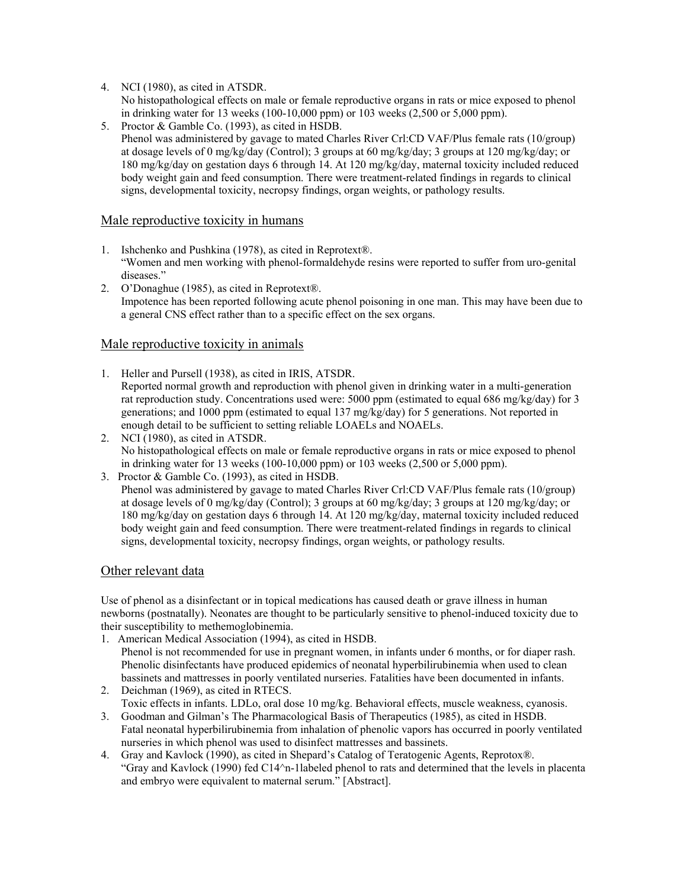4. NCI (1980), as cited in ATSDR.
   No histopathological effects on male or female reproductive organs in rats or mice exposed to phenol in drinking water for 13 weeks (100-10,000 ppm) or 103 weeks (2,500 or 5,000 ppm).
5. Proctor & Gamble Co. (1993), as cited in HSDB.
   Phenol was administered by gavage to mated Charles River Crl:CD VAF/Plus female rats (10/group) at dosage levels of 0 mg/kg/day (Control); 3 groups at 60 mg/kg/day; 3 groups at 120 mg/kg/day; or 180 mg/kg/day on gestation days 6 through 14. At 120 mg/kg/day, maternal toxicity included reduced body weight gain and feed consumption. There were treatment-related findings in regards to clinical signs, developmental toxicity, necropsy findings, organ weights, or pathology results.

## Male reproductive toxicity in humans

1. Ishchenko and Pushkina (1978), as cited in Reprotext®.
   "Women and men working with phenol-formaldehyde resins were reported to suffer from uro-genital diseases."
2. O'Donaghue (1985), as cited in Reprotext®.
   Impotence has been reported following acute phenol poisoning in one man. This may have been due to a general CNS effect rather than to a specific effect on the sex organs.

## Male reproductive toxicity in animals

1. Heller and Pursell (1938), as cited in IRIS, ATSDR.
   Reported normal growth and reproduction with phenol given in drinking water in a multi-generation rat reproduction study. Concentrations used were: 5000 ppm (estimated to equal 686 mg/kg/day) for 3 generations; and 1000 ppm (estimated to equal 137 mg/kg/day) for 5 generations. Not reported in enough detail to be sufficient to setting reliable LOAELs and NOAELs.
2. NCI (1980), as cited in ATSDR.
   No histopathological effects on male or female reproductive organs in rats or mice exposed to phenol in drinking water for 13 weeks (100-10,000 ppm) or 103 weeks (2,500 or 5,000 ppm).
3. Proctor & Gamble Co. (1993), as cited in HSDB.
   Phenol was administered by gavage to mated Charles River Crl:CD VAF/Plus female rats (10/group) at dosage levels of 0 mg/kg/day (Control); 3 groups at 60 mg/kg/day; 3 groups at 120 mg/kg/day; or 180 mg/kg/day on gestation days 6 through 14. At 120 mg/kg/day, maternal toxicity included reduced body weight gain and feed consumption. There were treatment-related findings in regards to clinical signs, developmental toxicity, necropsy findings, organ weights, or pathology results.

## Other relevant data

Use of phenol as a disinfectant or in topical medications has caused death or grave illness in human newborns (postnatally). Neonates are thought to be particularly sensitive to phenol-induced toxicity due to their susceptibility to methemoglobinemia.

1. American Medical Association (1994), as cited in HSDB.
   Phenol is not recommended for use in pregnant women, in infants under 6 months, or for diaper rash. Phenolic disinfectants have produced epidemics of neonatal hyperbilirubinemia when used to clean bassinets and mattresses in poorly ventilated nurseries. Fatalities have been documented in infants.
2. Deichman (1969), as cited in RTECS.
   Toxic effects in infants. LDLo, oral dose 10 mg/kg. Behavioral effects, muscle weakness, cyanosis.
3. Goodman and Gilman's The Pharmacological Basis of Therapeutics (1985), as cited in HSDB.
   Fatal neonatal hyperbilirubinemia from inhalation of phenolic vapors has occurred in poorly ventilated nurseries in which phenol was used to disinfect mattresses and bassinets.
4. Gray and Kavlock (1990), as cited in Shepard's Catalog of Teratogenic Agents, Reprotox®.
   "Gray and Kavlock (1990) fed C14^n-1labeled phenol to rats and determined that the levels in placenta and embryo were equivalent to maternal serum." [Abstract].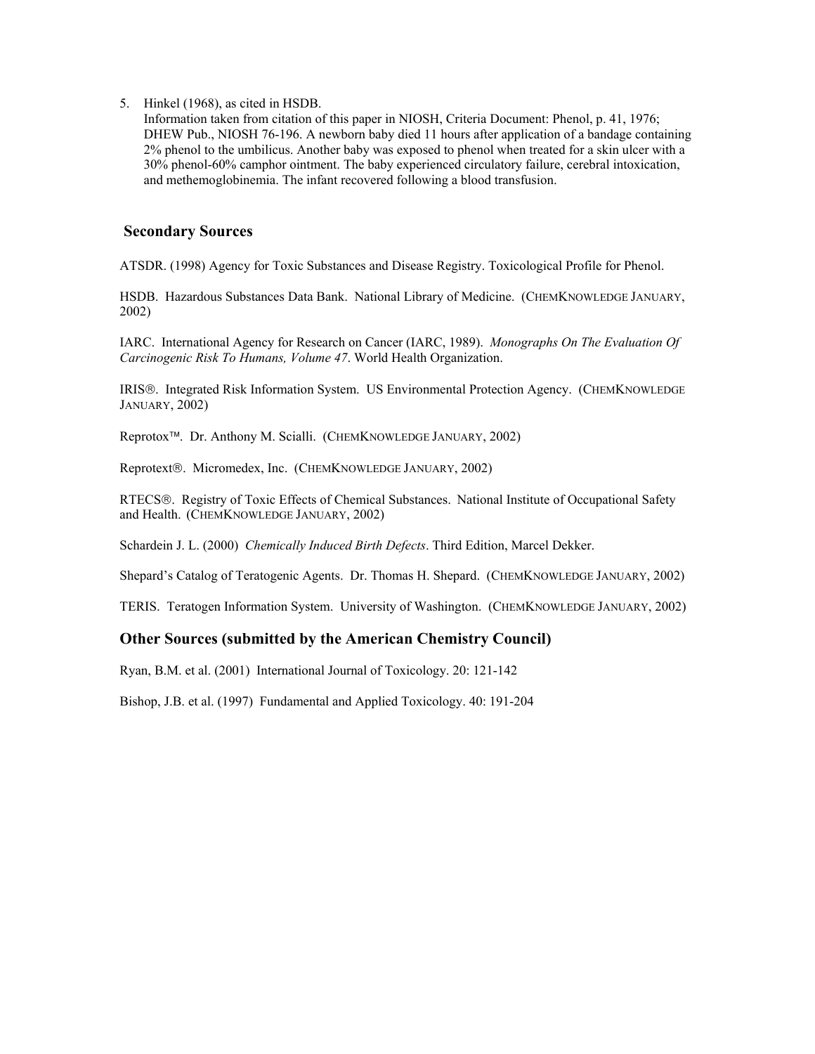5. Hinkel (1968), as cited in HSDB.
   Information taken from citation of this paper in NIOSH, Criteria Document: Phenol, p. 41, 1976; DHEW Pub., NIOSH 76-196. A newborn baby died 11 hours after application of a bandage containing 2% phenol to the umbilicus. Another baby was exposed to phenol when treated for a skin ulcer with a 30% phenol-60% camphor ointment. The baby experienced circulatory failure, cerebral intoxication, and methemoglobinemia. The infant recovered following a blood transfusion.

## Secondary Sources

ATSDR. (1998) Agency for Toxic Substances and Disease Registry. Toxicological Profile for Phenol.

HSDB. Hazardous Substances Data Bank. National Library of Medicine. (CHEMKNOWLEDGE JANUARY, 2002)

IARC. International Agency for Research on Cancer (IARC, 1989). *Monographs On The Evaluation Of Carcinogenic Risk To Humans, Volume 47*. World Health Organization.

IRIS®. Integrated Risk Information System. US Environmental Protection Agency. (CHEMKNOWLEDGE JANUARY, 2002)

Reprotox™. Dr. Anthony M. Scialli. (CHEMKNOWLEDGE JANUARY, 2002)

Reprotext®. Micromedex, Inc. (CHEMKNOWLEDGE JANUARY, 2002)

RTECS®. Registry of Toxic Effects of Chemical Substances. National Institute of Occupational Safety and Health. (CHEMKNOWLEDGE JANUARY, 2002)

Schardein J. L. (2000) *Chemically Induced Birth Defects*. Third Edition, Marcel Dekker.

Shepard's Catalog of Teratogenic Agents. Dr. Thomas H. Shepard. (CHEMKNOWLEDGE JANUARY, 2002)

TERIS. Teratogen Information System. University of Washington. (CHEMKNOWLEDGE JANUARY, 2002)

## Other Sources (submitted by the American Chemistry Council)

Ryan, B.M. et al. (2001) International Journal of Toxicology. 20: 121-142

Bishop, J.B. et al. (1997) Fundamental and Applied Toxicology. 40: 191-204